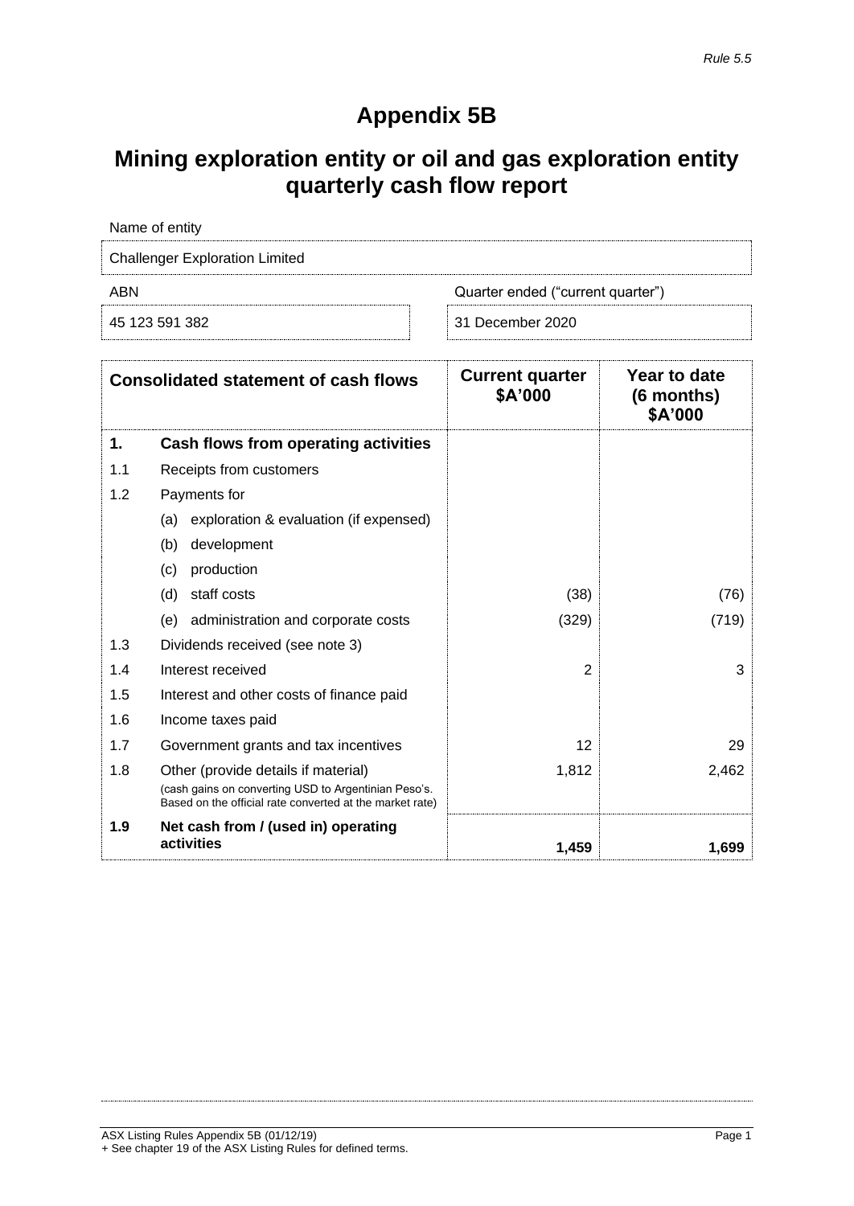*Rule 5.5*

# Appendix 5B

## Mining exploration entity or oil and gas exploration entity quarterly cash flow report

Name of entity

Challenger Exploration Limited

| ABN | Quarter ended ("current quarter") |
|---|---|
| 45 123 591 382 | 31 December 2020 |

| | Consolidated statement of cash flows | Current quarter $A'000 | Year to date (6 months) $A'000 |
|---|---|---|---|
| **1.** | **Cash flows from operating activities** | | |
| 1.1 | Receipts from customers | | |
| 1.2 | Payments for | | |
| | (a) exploration & evaluation (if expensed) | | |
| | (b) development | | |
| | (c) production | | |
| | (d) staff costs | (38) | (76) |
| | (e) administration and corporate costs | (329) | (719) |
| 1.3 | Dividends received (see note 3) | | |
| 1.4 | Interest received | 2 | 3 |
| 1.5 | Interest and other costs of finance paid | | |
| 1.6 | Income taxes paid | | |
| 1.7 | Government grants and tax incentives | 12 | 29 |
| 1.8 | Other (provide details if material) (cash gains on converting USD to Argentinian Peso's. Based on the official rate converted at the market rate) | 1,812 | 2,462 |
| **1.9** | **Net cash from / (used in) operating activities** | **1,459** | **1,699** |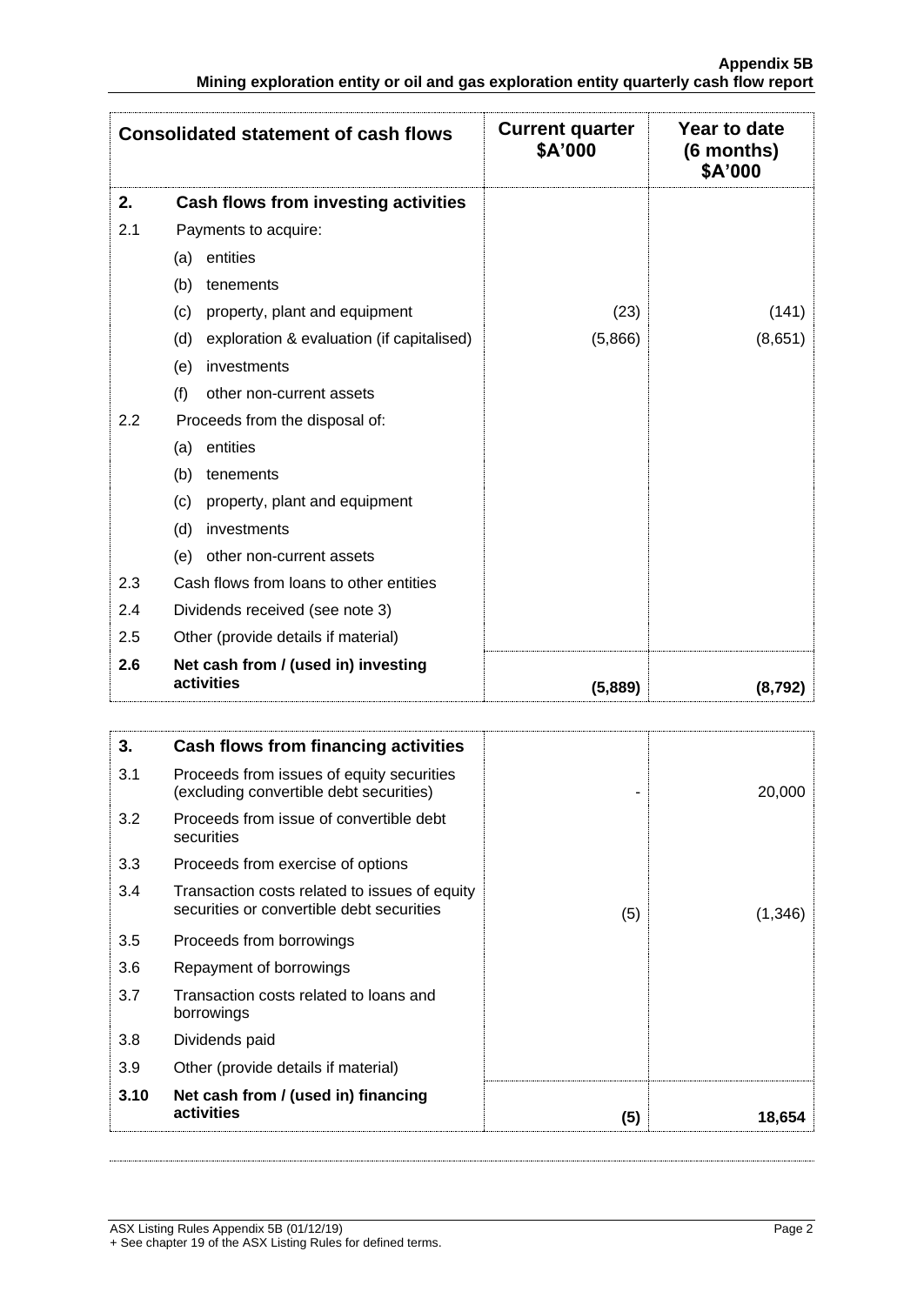| Consolidated statement of cash flows | | Current quarter $A'000 | Year to date (6 months) $A'000 |
|---|---|---|---|
| **2.** | **Cash flows from investing activities** | | |
| 2.1 | Payments to acquire: | | |
| | (a) entities | | |
| | (b) tenements | | |
| | (c) property, plant and equipment | (23) | (141) |
| | (d) exploration & evaluation (if capitalised) | (5,866) | (8,651) |
| | (e) investments | | |
| | (f) other non-current assets | | |
| 2.2 | Proceeds from the disposal of: | | |
| | (a) entities | | |
| | (b) tenements | | |
| | (c) property, plant and equipment | | |
| | (d) investments | | |
| | (e) other non-current assets | | |
| 2.3 | Cash flows from loans to other entities | | |
| 2.4 | Dividends received (see note 3) | | |
| 2.5 | Other (provide details if material) | | |
| **2.6** | **Net cash from / (used in) investing activities** | **(5,889)** | **(8,792)** |

| | | | |
|---|---|---|---|
| **3.** | **Cash flows from financing activities** | | |
| 3.1 | Proceeds from issues of equity securities (excluding convertible debt securities) | - | 20,000 |
| 3.2 | Proceeds from issue of convertible debt securities | | |
| 3.3 | Proceeds from exercise of options | | |
| 3.4 | Transaction costs related to issues of equity securities or convertible debt securities | (5) | (1,346) |
| 3.5 | Proceeds from borrowings | | |
| 3.6 | Repayment of borrowings | | |
| 3.7 | Transaction costs related to loans and borrowings | | |
| 3.8 | Dividends paid | | |
| 3.9 | Other (provide details if material) | | |
| **3.10** | **Net cash from / (used in) financing activities** | **(5)** | **18,654** |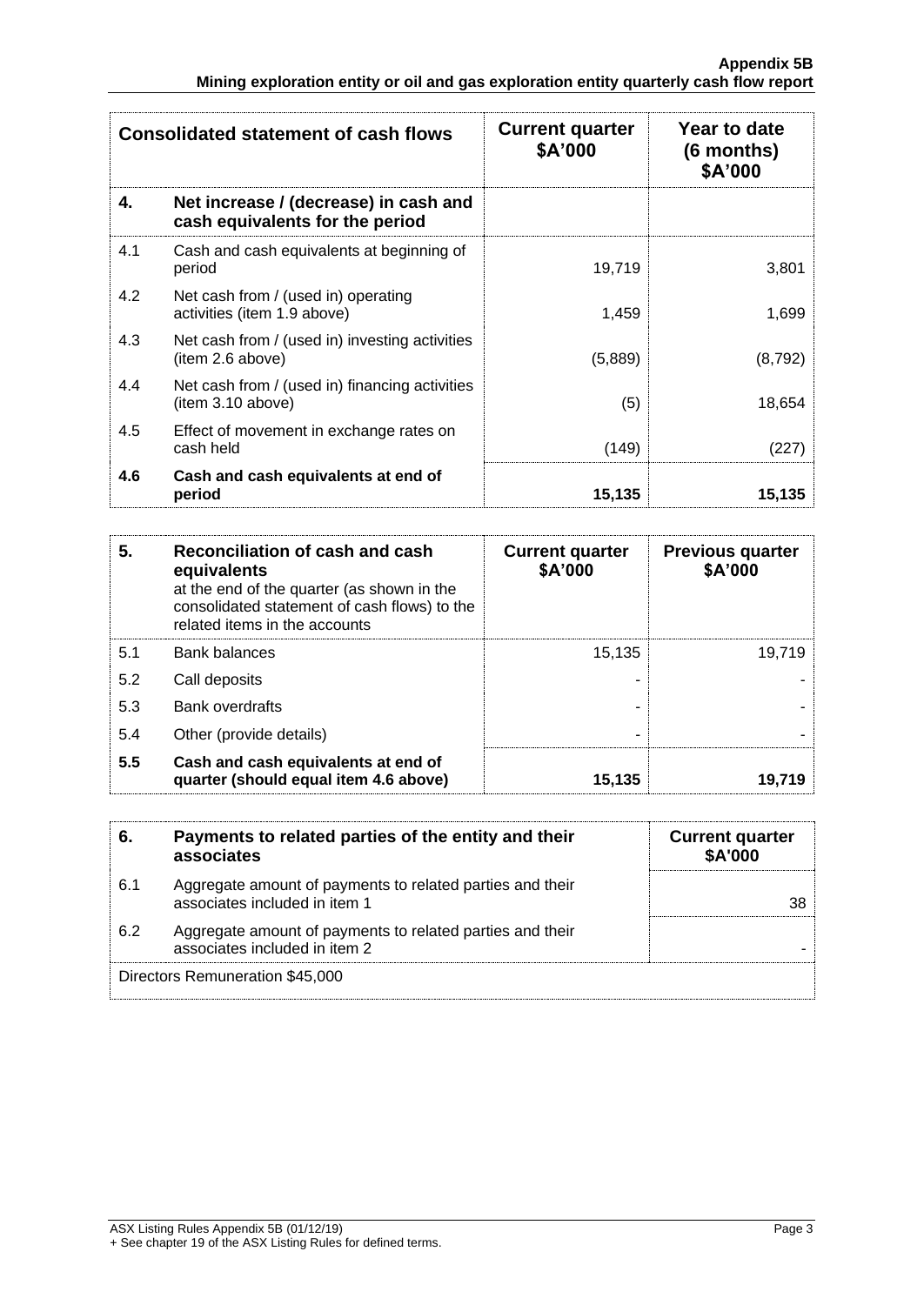| Consolidated statement of cash flows | | Current quarter $A'000 | Year to date (6 months) $A'000 |
|---|---|---|---|
| **4.** | **Net increase / (decrease) in cash and cash equivalents for the period** | | |
| 4.1 | Cash and cash equivalents at beginning of period | 19,719 | 3,801 |
| 4.2 | Net cash from / (used in) operating activities (item 1.9 above) | 1,459 | 1,699 |
| 4.3 | Net cash from / (used in) investing activities (item 2.6 above) | (5,889) | (8,792) |
| 4.4 | Net cash from / (used in) financing activities (item 3.10 above) | (5) | 18,654 |
| 4.5 | Effect of movement in exchange rates on cash held | (149) | (227) |
| **4.6** | **Cash and cash equivalents at end of period** | **15,135** | **15,135** |

| **5.** | **Reconciliation of cash and cash equivalents** at the end of the quarter (as shown in the consolidated statement of cash flows) to the related items in the accounts | **Current quarter $A'000** | **Previous quarter $A'000** |
|---|---|---|---|
| 5.1 | Bank balances | 15,135 | 19,719 |
| 5.2 | Call deposits | - | - |
| 5.3 | Bank overdrafts | - | - |
| 5.4 | Other (provide details) | - | - |
| **5.5** | **Cash and cash equivalents at end of quarter (should equal item 4.6 above)** | **15,135** | **19,719** |

| **6.** | **Payments to related parties of the entity and their associates** | **Current quarter $A'000** |
|---|---|---|
| 6.1 | Aggregate amount of payments to related parties and their associates included in item 1 | 38 |
| 6.2 | Aggregate amount of payments to related parties and their associates included in item 2 | - |
| Directors Remuneration $45,000 | | |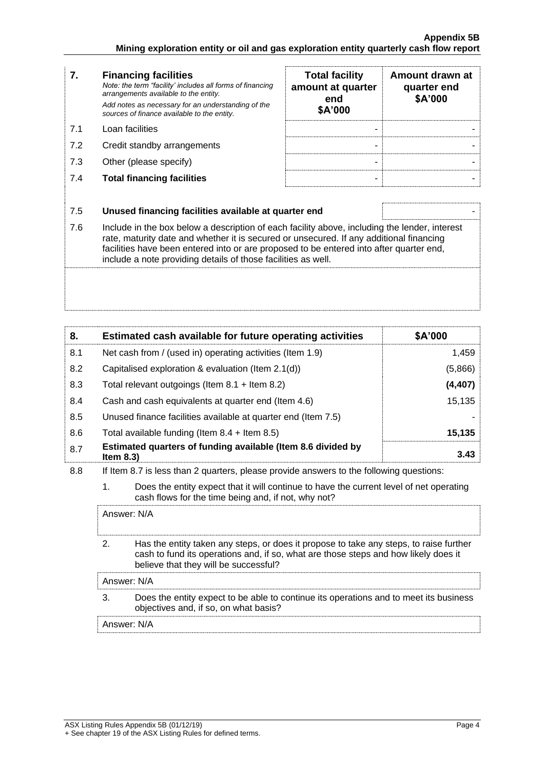| 7. | **Financing facilities** *Note: the term "facility' includes all forms of financing arrangements available to the entity.* *Add notes as necessary for an understanding of the sources of finance available to the entity.* | **Total facility amount at quarter end $A'000** | **Amount drawn at quarter end $A'000** |
|---|---|---|---|
| 7.1 | Loan facilities | - | - |
| 7.2 | Credit standby arrangements | - | - |
| 7.3 | Other (please specify) | - | - |
| 7.4 | **Total financing facilities** | - | - |

| | | |
|---|---|---|
| 7.5 | **Unused financing facilities available at quarter end** | - |

7.6 Include in the box below a description of each facility above, including the lender, interest rate, maturity date and whether it is secured or unsecured. If any additional financing facilities have been entered into or are proposed to be entered into after quarter end, include a note providing details of those facilities as well.

| 8. | **Estimated cash available for future operating activities** | **$A'000** |
|---|---|---|
| 8.1 | Net cash from / (used in) operating activities (Item 1.9) | 1,459 |
| 8.2 | Capitalised exploration & evaluation (Item 2.1(d)) | (5,866) |
| 8.3 | Total relevant outgoings (Item 8.1 + Item 8.2) | **(4,407)** |
| 8.4 | Cash and cash equivalents at quarter end (Item 4.6) | 15,135 |
| 8.5 | Unused finance facilities available at quarter end (Item 7.5) | - |
| 8.6 | Total available funding (Item 8.4 + Item 8.5) | **15,135** |
| 8.7 | **Estimated quarters of funding available (Item 8.6 divided by Item 8.3)** | **3.43** |

8.8 If Item 8.7 is less than 2 quarters, please provide answers to the following questions:

1. Does the entity expect that it will continue to have the current level of net operating cash flows for the time being and, if not, why not?

Answer: N/A

2. Has the entity taken any steps, or does it propose to take any steps, to raise further cash to fund its operations and, if so, what are those steps and how likely does it believe that they will be successful?

Answer: N/A

3. Does the entity expect to be able to continue its operations and to meet its business objectives and, if so, on what basis?

Answer: N/A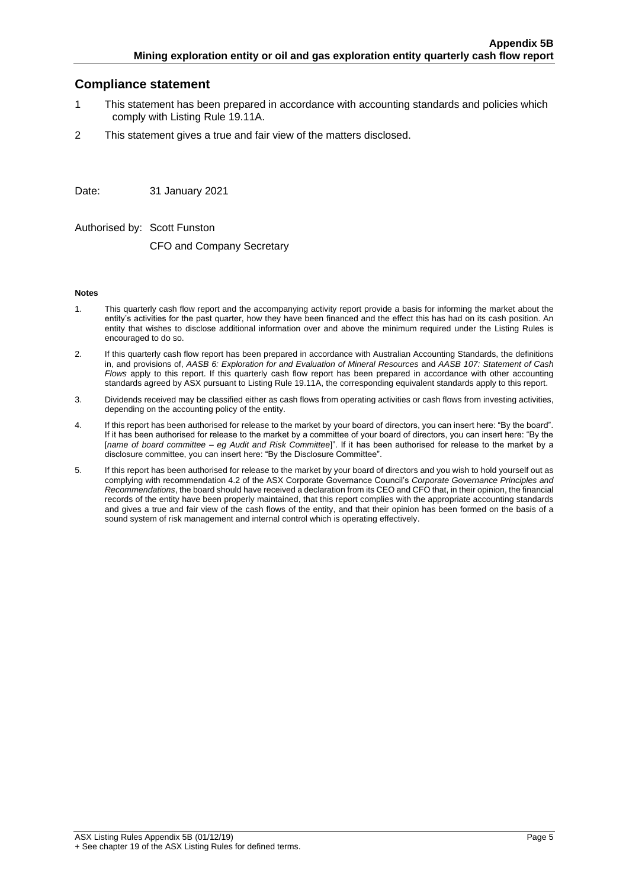## Compliance statement

1. This statement has been prepared in accordance with accounting standards and policies which comply with Listing Rule 19.11A.
2. This statement gives a true and fair view of the matters disclosed.

Date: 31 January 2021

Authorised by: Scott Funston

CFO and Company Secretary

**Notes**

1. This quarterly cash flow report and the accompanying activity report provide a basis for informing the market about the entity's activities for the past quarter, how they have been financed and the effect this has had on its cash position. An entity that wishes to disclose additional information over and above the minimum required under the Listing Rules is encouraged to do so.
2. If this quarterly cash flow report has been prepared in accordance with Australian Accounting Standards, the definitions in, and provisions of, *AASB 6: Exploration for and Evaluation of Mineral Resources* and *AASB 107: Statement of Cash Flows* apply to this report. If this quarterly cash flow report has been prepared in accordance with other accounting standards agreed by ASX pursuant to Listing Rule 19.11A, the corresponding equivalent standards apply to this report.
3. Dividends received may be classified either as cash flows from operating activities or cash flows from investing activities, depending on the accounting policy of the entity.
4. If this report has been authorised for release to the market by your board of directors, you can insert here: "By the board". If it has been authorised for release to the market by a committee of your board of directors, you can insert here: "By the [*name of board committee – eg Audit and Risk Committee*]". If it has been authorised for release to the market by a disclosure committee, you can insert here: "By the Disclosure Committee".
5. If this report has been authorised for release to the market by your board of directors and you wish to hold yourself out as complying with recommendation 4.2 of the ASX Corporate Governance Council's *Corporate Governance Principles and Recommendations*, the board should have received a declaration from its CEO and CFO that, in their opinion, the financial records of the entity have been properly maintained, that this report complies with the appropriate accounting standards and gives a true and fair view of the cash flows of the entity, and that their opinion has been formed on the basis of a sound system of risk management and internal control which is operating effectively.